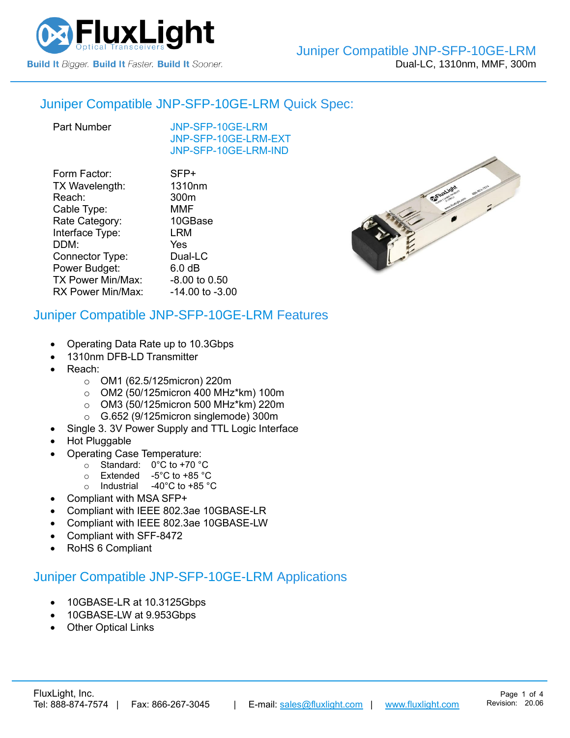# Juniper Compatible JNP-SFP-10GE-LRM

Dual-LC, 1310nm, MMF, 300m

## Juniper Compatible JNP-SFP-10GE-LRM Quick Spec:

| | |
|---|---|
| Part Number | JNP-SFP-10GE-LRM<br>JNP-SFP-10GE-LRM-EXT<br>JNP-SFP-10GE-LRM-IND |
| Form Factor: | SFP+ |
| TX Wavelength: | 1310nm |
| Reach: | 300m |
| Cable Type: | MMF |
| Rate Category: | 10GBase |
| Interface Type: | LRM |
| DDM: | Yes |
| Connector Type: | Dual-LC |
| Power Budget: | 6.0 dB |
| TX Power Min/Max: | -8.00 to 0.50 |
| RX Power Min/Max: | -14.00 to -3.00 |

## Juniper Compatible JNP-SFP-10GE-LRM Features

- Operating Data Rate up to 10.3Gbps
- 1310nm DFB-LD Transmitter
- Reach:
  - OM1 (62.5/125micron) 220m
  - OM2 (50/125micron 400 MHz*km) 100m
  - OM3 (50/125micron 500 MHz*km) 220m
  - G.652 (9/125micron singlemode) 300m
- Single 3. 3V Power Supply and TTL Logic Interface
- Hot Pluggable
- Operating Case Temperature:
  - Standard: 0°C to +70 °C
  - Extended -5°C to +85 °C
  - Industrial -40°C to +85 °C
- Compliant with MSA SFP+
- Compliant with IEEE 802.3ae 10GBASE-LR
- Compliant with IEEE 802.3ae 10GBASE-LW
- Compliant with SFF-8472
- RoHS 6 Compliant

## Juniper Compatible JNP-SFP-10GE-LRM Applications

- 10GBASE-LR at 10.3125Gbps
- 10GBASE-LW at 9.953Gbps
- Other Optical Links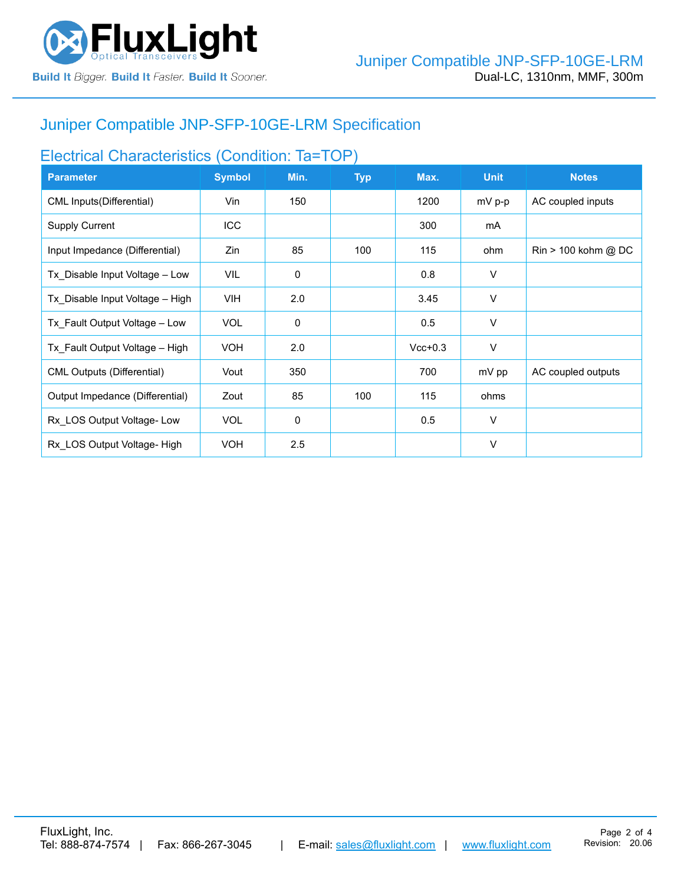## Juniper Compatible JNP-SFP-10GE-LRM Specification

### Electrical Characteristics (Condition: Ta=TOP)

| Parameter | Symbol | Min. | Typ | Max. | Unit | Notes |
|---|---|---|---|---|---|---|
| CML Inputs(Differential) | Vin | 150 | | 1200 | mV p-p | AC coupled inputs |
| Supply Current | ICC | | | 300 | mA | |
| Input Impedance (Differential) | Zin | 85 | 100 | 115 | ohm | Rin > 100 kohm @ DC |
| Tx_Disable Input Voltage – Low | VIL | 0 | | 0.8 | V | |
| Tx_Disable Input Voltage – High | VIH | 2.0 | | 3.45 | V | |
| Tx_Fault Output Voltage – Low | VOL | 0 | | 0.5 | V | |
| Tx_Fault Output Voltage – High | VOH | 2.0 | | Vcc+0.3 | V | |
| CML Outputs (Differential) | Vout | 350 | | 700 | mV pp | AC coupled outputs |
| Output Impedance (Differential) | Zout | 85 | 100 | 115 | ohms | |
| Rx_LOS Output Voltage- Low | VOL | 0 | | 0.5 | V | |
| Rx_LOS Output Voltage- High | VOH | 2.5 | | | V | |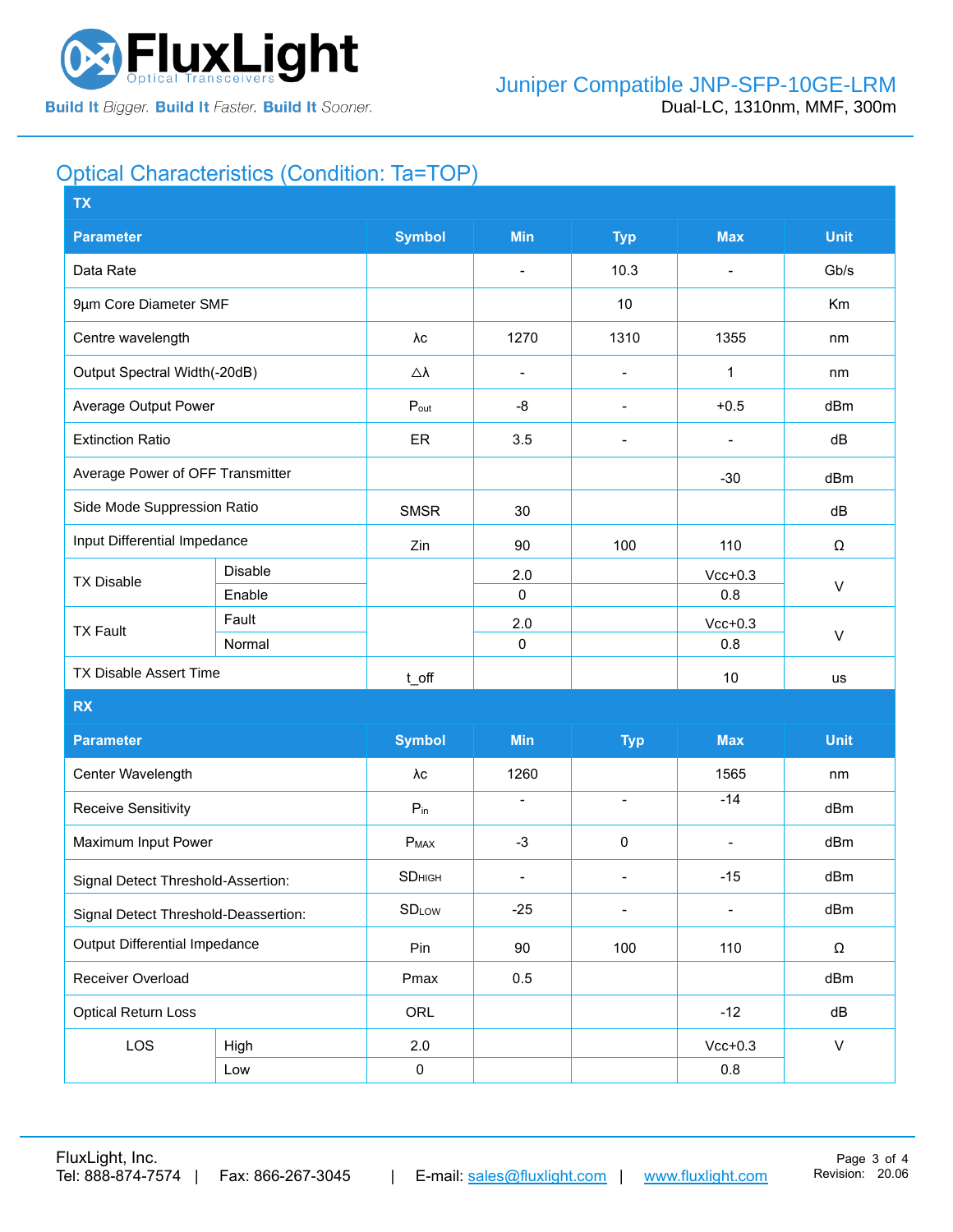## Optical Characteristics (Condition: Ta=TOP)

| TX | | | | | | |
|---|---|---|---|---|---|---|
| **Parameter** | | **Symbol** | **Min** | **Typ** | **Max** | **Unit** |
| Data Rate | | | - | 10.3 | - | Gb/s |
| 9µm Core Diameter SMF | | | | 10 | | Km |
| Centre wavelength | | λc | 1270 | 1310 | 1355 | nm |
| Output Spectral Width(-20dB) | | △λ | - | - | 1 | nm |
| Average Output Power | | $P_{out}$ | -8 | - | +0.5 | dBm |
| Extinction Ratio | | ER | 3.5 | - | - | dB |
| Average Power of OFF Transmitter | | | | | -30 | dBm |
| Side Mode Suppression Ratio | | SMSR | 30 | | | dB |
| Input Differential Impedance | | Zin | 90 | 100 | 110 | Ω |
| TX Disable | Disable | | 2.0 | | Vcc+0.3 | V |
| | Enable | | 0 | | 0.8 | |
| TX Fault | Fault | | 2.0 | | Vcc+0.3 | V |
| | Normal | | 0 | | 0.8 | |
| TX Disable Assert Time | | t_off | | | 10 | us |

| RX | | | | | | |
|---|---|---|---|---|---|---|
| **Parameter** | | **Symbol** | **Min** | **Typ** | **Max** | **Unit** |
| Center Wavelength | | λc | 1260 | | 1565 | nm |
| Receive Sensitivity | | $P_{in}$ | - | - | -14 | dBm |
| Maximum Input Power | | $P_{MAX}$ | -3 | 0 | - | dBm |
| Signal Detect Threshold-Assertion: | | $SD_{HIGH}$ | - | - | -15 | dBm |
| Signal Detect Threshold-Deassertion: | | $SD_{LOW}$ | -25 | - | - | dBm |
| Output Differential Impedance | | Pin | 90 | 100 | 110 | Ω |
| Receiver Overload | | Pmax | 0.5 | | | dBm |
| Optical Return Loss | | ORL | | | -12 | dB |
| LOS | High | 2.0 | | | Vcc+0.3 | V |
| | Low | 0 | | | 0.8 | |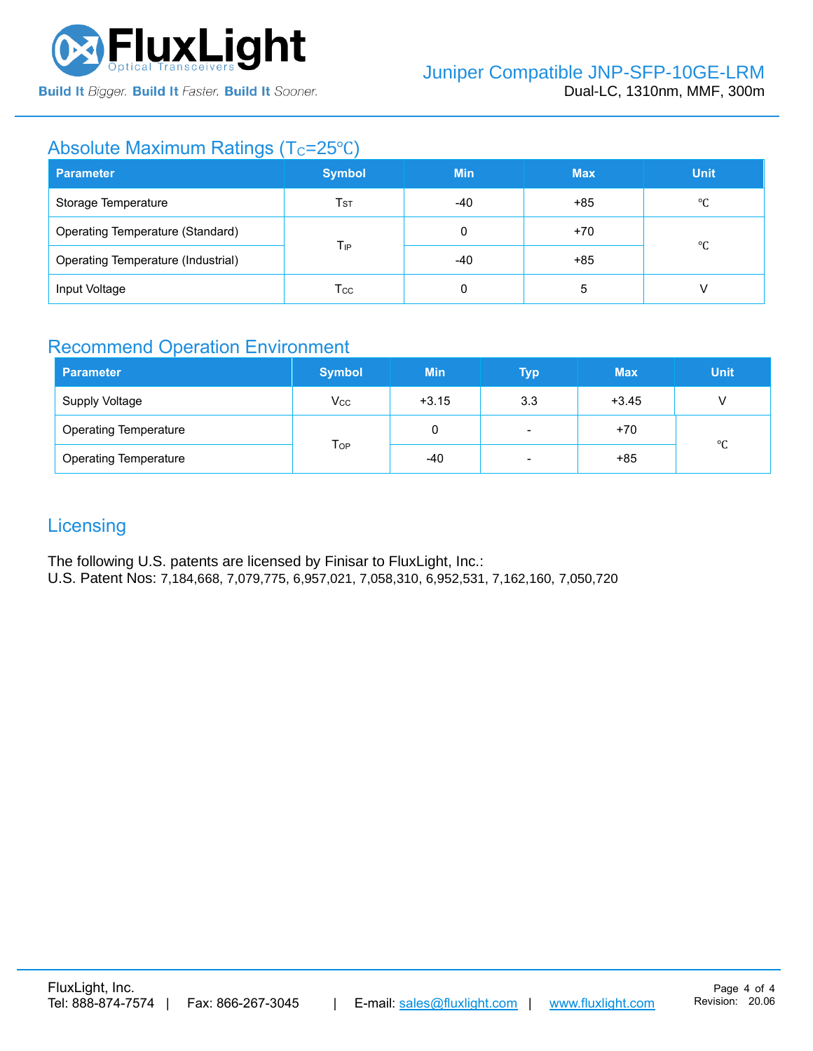## Absolute Maximum Ratings ($T_C$=25℃)

| Parameter | Symbol | Min | Max | Unit |
|---|---|---|---|---|
| Storage Temperature | $T_{ST}$ | -40 | +85 | ℃ |
| Operating Temperature (Standard) | $T_{IP}$ | 0 | +70 | ℃ |
| Operating Temperature (Industrial) | | -40 | +85 | |
| Input Voltage | $T_{CC}$ | 0 | 5 | V |

## Recommend Operation Environment

| Parameter | Symbol | Min | Typ | Max | Unit |
|---|---|---|---|---|---|
| Supply Voltage | $V_{CC}$ | +3.15 | 3.3 | +3.45 | V |
| Operating Temperature | $T_{OP}$ | 0 | - | +70 | ℃ |
| Operating Temperature | | -40 | - | +85 | |

## Licensing

The following U.S. patents are licensed by Finisar to FluxLight, Inc.:
U.S. Patent Nos: 7,184,668, 7,079,775, 6,957,021, 7,058,310, 6,952,531, 7,162,160, 7,050,720